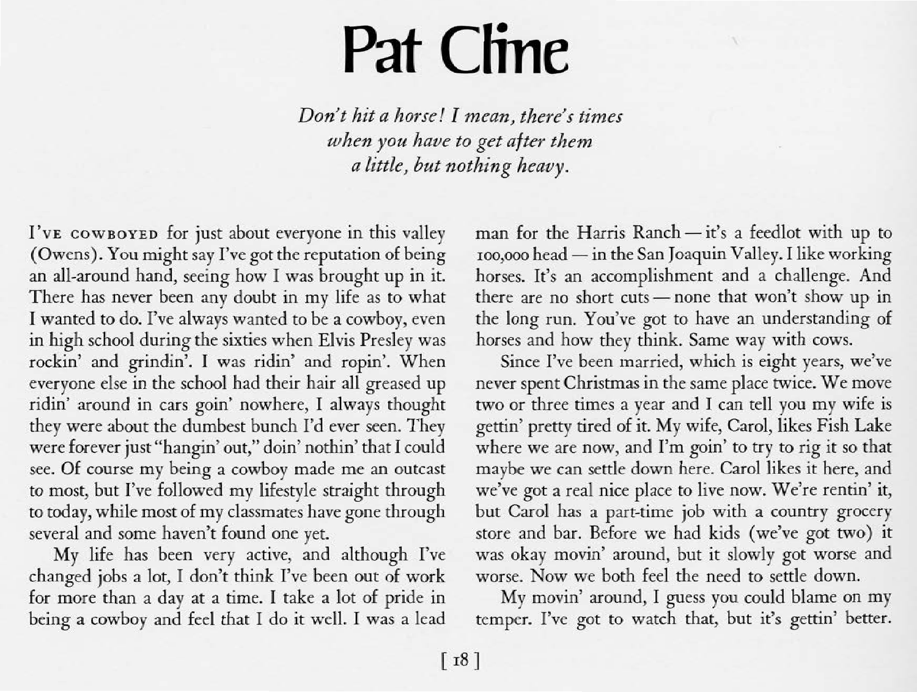# Pat Cline

*Don't hit a horse! I mean, there's times when you have to get after them a little, but nothing heavy.*

I've cowboyed for just about everyone in this valley (Owens). You might say I've got the reputation of being an all-around hand, seeing how I was brought up in it. There has never been any doubt in my life as to what I wanted to do. I've always wanted to be a cowboy, even in high school during the sixties when Elvis Presley was rockin' and grindin'. I was ridin' and ropin'. When everyone else in the school had their hair all greased up ridin' around in cars goin' nowhere, I always thought they were about the dumbest bunch I'd ever seen. They were forever just "hangin' out," doin' nothin' that I could see. Of course my being a cowboy made me an outcast to most, but I've followed my lifestyle straight through to today, while most of my classmates have gone through several and some haven't found one yet.

My life has been very active, and although I've changed jobs a lot, I don't think I've been out of work for more than a day at a time. I take a lot of pride in being a cowboy and feel that I do it well. I was a lead man for the Harris Ranch — it's a feedlot with up to 100,000 head — in the San Joaquin Valley. I like working horses. It's an accomplishment and a challenge. And there are no short cuts — none that won't show up in the long run. You've got to have an understanding of horses and how they think. Same way with cows.

Since I've been married, which is eight years, we've never spent Christmas in the same place twice. We move two or three times a year and I can tell you my wife is gettin' pretty tired of it. My wife, Carol, likes Fish Lake where we are now, and I'm goin' to try to rig it so that maybe we can settle down here. Carol likes it here, and we've got a real nice place to live now. We're rentin' it, but Carol has a part-time job with a country grocery store and bar. Before we had kids (we've got two) it was okay movin' around, but it slowly got worse and worse. Now we both feel the need to settle down.

My movin' around, I guess you could blame on my temper. I've got to watch that, but it's gettin' better.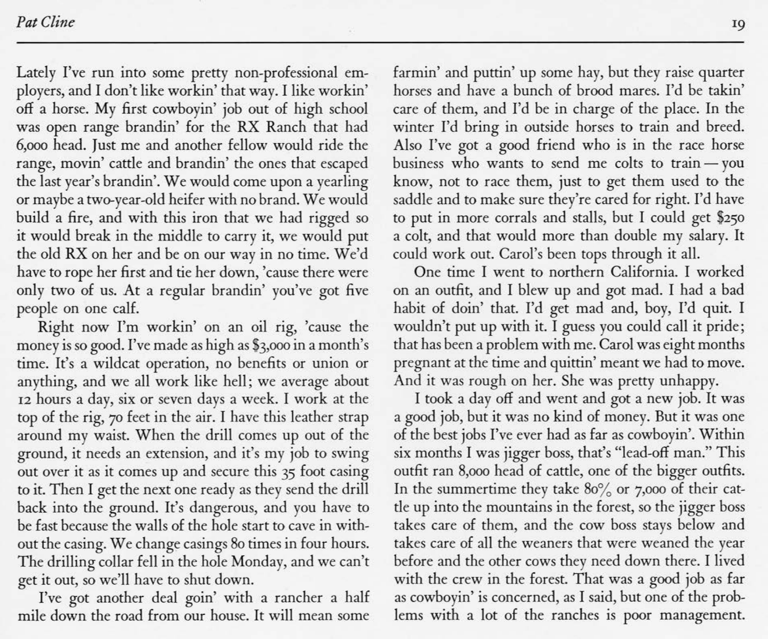Lately I've run into some pretty non-professional employers, and I don't like workin' that way. I like workin' off a horse. My first cowboyin' job out of high school was open range brandin' for the RX Ranch that had 6,000 head. Just me and another fellow would ride the range, movin' cattle and brandin' the ones that escaped the last year's brandin'. We would come upon a yearling or maybe a two-year-old heifer with no brand. We would build a fire, and with this iron that we had rigged so it would break in the middle to carry it, we would put the old RX on her and be on our way in no time. We'd have to rope her first and tie her down, 'cause there were only two of us. At a regular brandin' you've got five people on one calf.

Right now I'm workin' on an oil rig, 'cause the money is so good. I've made as high as $3,000 in a month's time. It's a wildcat operation, no benefits or union or anything, and we all work like hell; we average about 12 hours a day, six or seven days a week. I work at the top of the rig, 70 feet in the air. I have this leather strap around my waist. When the drill comes up out of the ground, it needs an extension, and it's my job to swing out over it as it comes up and secure this 35 foot casing to it. Then I get the next one ready as they send the drill back into the ground. It's dangerous, and you have to be fast because the walls of the hole start to cave in without the casing. We change casings 80 times in four hours. The drilling collar fell in the hole Monday, and we can't get it out, so we'll have to shut down.

I've got another deal goin' with a rancher a half mile down the road from our house. It will mean some farmin' and puttin' up some hay, but they raise quarter horses and have a bunch of brood mares. I'd be takin' care of them, and I'd be in charge of the place. In the winter I'd bring in outside horses to train and breed. Also I've got a good friend who is in the race horse business who wants to send me colts to train — you know, not to race them, just to get them used to the saddle and to make sure they're cared for right. I'd have to put in more corrals and stalls, but I could get $250 a colt, and that would more than double my salary. It could work out. Carol's been tops through it all.

One time I went to northern California. I worked on an outfit, and I blew up and got mad. I had a bad habit of doin' that. I'd get mad and, boy, I'd quit. I wouldn't put up with it. I guess you could call it pride; that has been a problem with me. Carol was eight months pregnant at the time and quittin' meant we had to move. And it was rough on her. She was pretty unhappy.

I took a day off and went and got a new job. It was a good job, but it was no kind of money. But it was one of the best jobs I've ever had as far as cowboyin'. Within six months I was jigger boss, that's "lead-off man." This outfit ran 8,000 head of cattle, one of the bigger outfits. In the summertime they take 80% or 7,000 of their cattle up into the mountains in the forest, so the jigger boss takes care of them, and the cow boss stays below and takes care of all the weaners that were weaned the year before and the other cows they need down there. I lived with the crew in the forest. That was a good job as far as cowboyin' is concerned, as I said, but one of the problems with a lot of the ranches is poor management.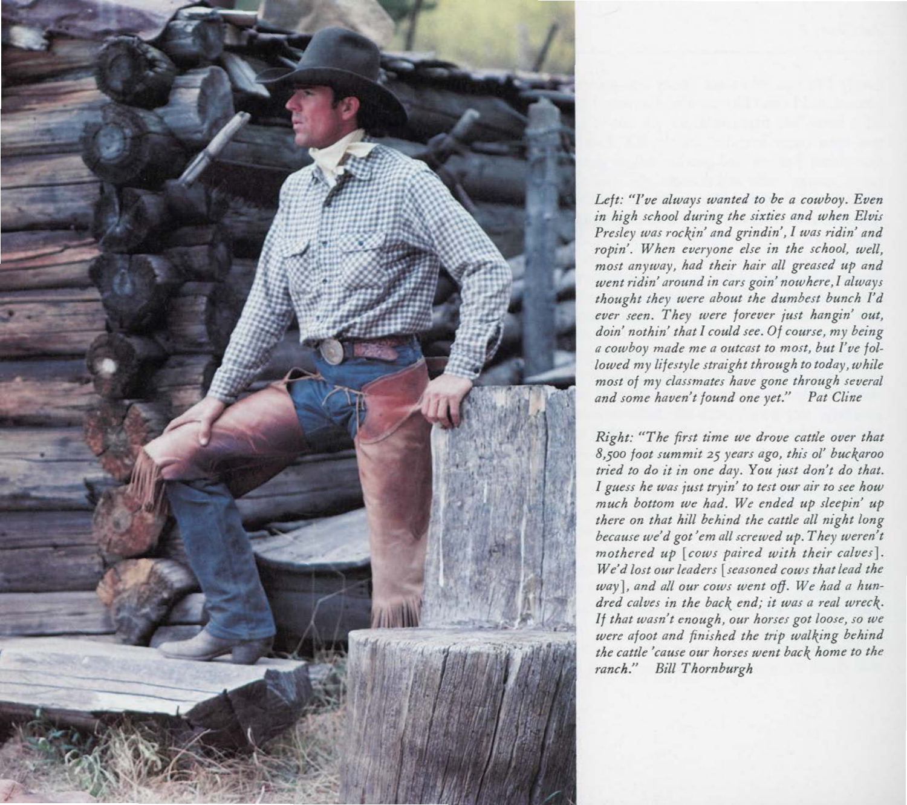*Left: "I've always wanted to be a cowboy. Even in high school during the sixties and when Elvis Presley was rockin' and grindin', I was ridin' and ropin'. When everyone else in the school, well, most anyway, had their hair all greased up and went ridin' around in cars goin' nowhere, I always thought they were about the dumbest bunch I'd ever seen. They were forever just hangin' out, doin' nothin' that I could see. Of course, my being a cowboy made me a outcast to most, but I've followed my lifestyle straight through to today, while most of my classmates have gone through several and some haven't found one yet."* Pat Cline

*Right: "The first time we drove cattle over that 8,500 foot summit 25 years ago, this ol' buckaroo tried to do it in one day. You just don't do that. I guess he was just tryin' to test our air to see how much bottom we had. We ended up sleepin' up there on that hill behind the cattle all night long because we'd got 'em all screwed up. They weren't mothered up [cows paired with their calves]. We'd lost our leaders [seasoned cows that lead the way], and all our cows went off. We had a hundred calves in the back end; it was a real wreck. If that wasn't enough, our horses got loose, so we were afoot and finished the trip walking behind the cattle 'cause our horses went back home to the ranch."* Bill Thornburgh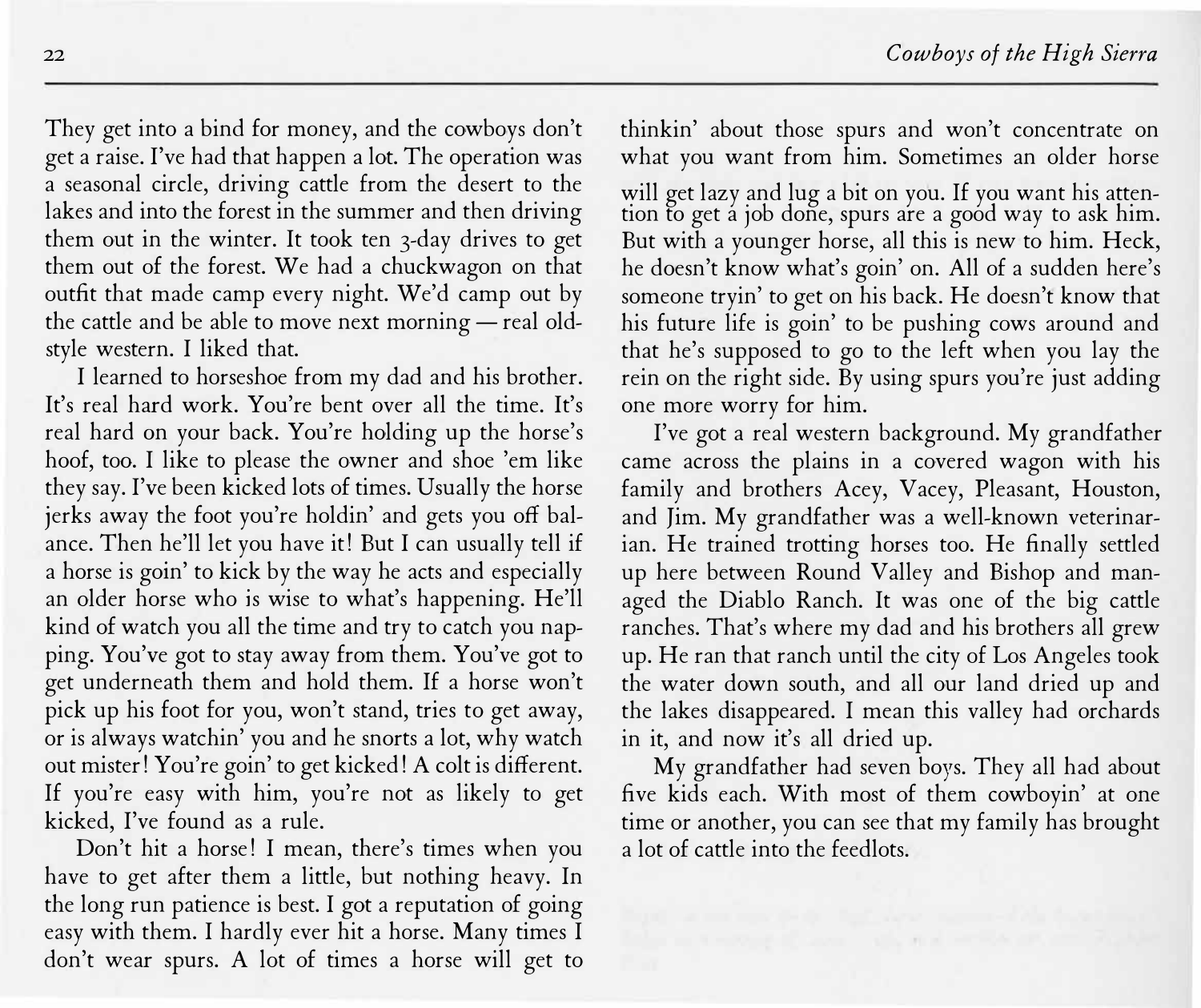They get into a bind for money, and the cowboys don't get a raise. I've had that happen a lot. The operation was a seasonal circle, driving cattle from the desert to the lakes and into the forest in the summer and then driving them out in the winter. It took ten 3-day drives to get them out of the forest. We had a chuckwagon on that outfit that made camp every night. We'd camp out by the cattle and be able to move next morning — real old-style western. I liked that.

I learned to horseshoe from my dad and his brother. It's real hard work. You're bent over all the time. It's real hard on your back. You're holding up the horse's hoof, too. I like to please the owner and shoe 'em like they say. I've been kicked lots of times. Usually the horse jerks away the foot you're holdin' and gets you off balance. Then he'll let you have it! But I can usually tell if a horse is goin' to kick by the way he acts and especially an older horse who is wise to what's happening. He'll kind of watch you all the time and try to catch you napping. You've got to stay away from them. You've got to get underneath them and hold them. If a horse won't pick up his foot for you, won't stand, tries to get away, or is always watchin' you and he snorts a lot, why watch out mister! You're goin' to get kicked! A colt is different. If you're easy with him, you're not as likely to get kicked, I've found as a rule.

Don't hit a horse! I mean, there's times when you have to get after them a little, but nothing heavy. In the long run patience is best. I got a reputation of going easy with them. I hardly ever hit a horse. Many times I don't wear spurs. A lot of times a horse will get to thinkin' about those spurs and won't concentrate on what you want from him. Sometimes an older horse will get lazy and lug a bit on you. If you want his attention to get a job done, spurs are a good way to ask him. But with a younger horse, all this is new to him. Heck, he doesn't know what's goin' on. All of a sudden here's someone tryin' to get on his back. He doesn't know that his future life is goin' to be pushing cows around and that he's supposed to go to the left when you lay the rein on the right side. By using spurs you're just adding one more worry for him.

I've got a real western background. My grandfather came across the plains in a covered wagon with his family and brothers Acey, Vacey, Pleasant, Houston, and Jim. My grandfather was a well-known veterinarian. He trained trotting horses too. He finally settled up here between Round Valley and Bishop and managed the Diablo Ranch. It was one of the big cattle ranches. That's where my dad and his brothers all grew up. He ran that ranch until the city of Los Angeles took the water down south, and all our land dried up and the lakes disappeared. I mean this valley had orchards in it, and now it's all dried up.

My grandfather had seven boys. They all had about five kids each. With most of them cowboyin' at one time or another, you can see that my family has brought a lot of cattle into the feedlots.